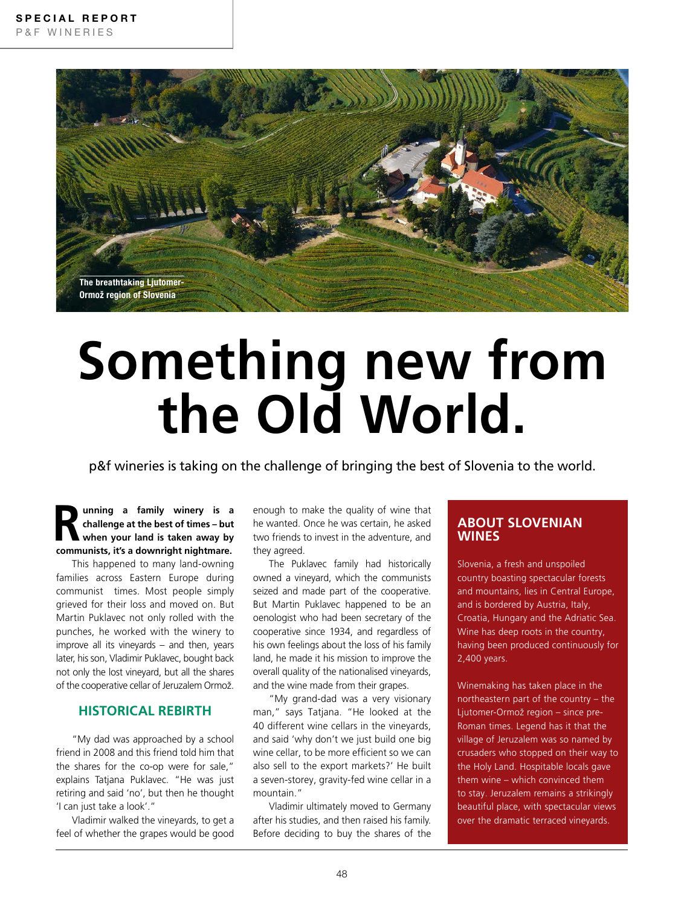The breathtaking Ljutomer-Ormož region of Slovenia

# Something new from the Old World.

p&f wineries is taking on the challenge of bringing the best of Slovenia to the world.

**Running a family winery is a challenge at the best of times – but when your land is taken away by communists, it's a downright nightmare.**

This happened to many land-owning families across Eastern Europe during communist times. Most people simply grieved for their loss and moved on. But Martin Puklavec not only rolled with the punches, he worked with the winery to improve all its vineyards – and then, years later, his son, Vladimir Puklavec, bought back not only the lost vineyard, but all the shares of the cooperative cellar of Jeruzalem Ormož.

## HISTORICAL REBIRTH

"My dad was approached by a school friend in 2008 and this friend told him that the shares for the co-op were for sale," explains Tatjana Puklavec. "He was just retiring and said 'no', but then he thought 'I can just take a look'."

Vladimir walked the vineyards, to get a feel of whether the grapes would be good enough to make the quality of wine that he wanted. Once he was certain, he asked two friends to invest in the adventure, and they agreed.

The Puklavec family had historically owned a vineyard, which the communists seized and made part of the cooperative. But Martin Puklavec happened to be an oenologist who had been secretary of the cooperative since 1934, and regardless of his own feelings about the loss of his family land, he made it his mission to improve the overall quality of the nationalised vineyards, and the wine made from their grapes.

"My grand-dad was a very visionary man," says Tatjana. "He looked at the 40 different wine cellars in the vineyards, and said 'why don't we just build one big wine cellar, to be more efficient so we can also sell to the export markets?' He built a seven-storey, gravity-fed wine cellar in a mountain."

Vladimir ultimately moved to Germany after his studies, and then raised his family. Before deciding to buy the shares of the

## ABOUT SLOVENIAN WINES

Slovenia, a fresh and unspoiled country boasting spectacular forests and mountains, lies in Central Europe, and is bordered by Austria, Italy, Croatia, Hungary and the Adriatic Sea. Wine has deep roots in the country, having been produced continuously for 2,400 years.

Winemaking has taken place in the northeastern part of the country – the Ljutomer-Ormož region – since pre-Roman times. Legend has it that the village of Jeruzalem was so named by crusaders who stopped on their way to the Holy Land. Hospitable locals gave them wine – which convinced them to stay. Jeruzalem remains a strikingly beautiful place, with spectacular views over the dramatic terraced vineyards.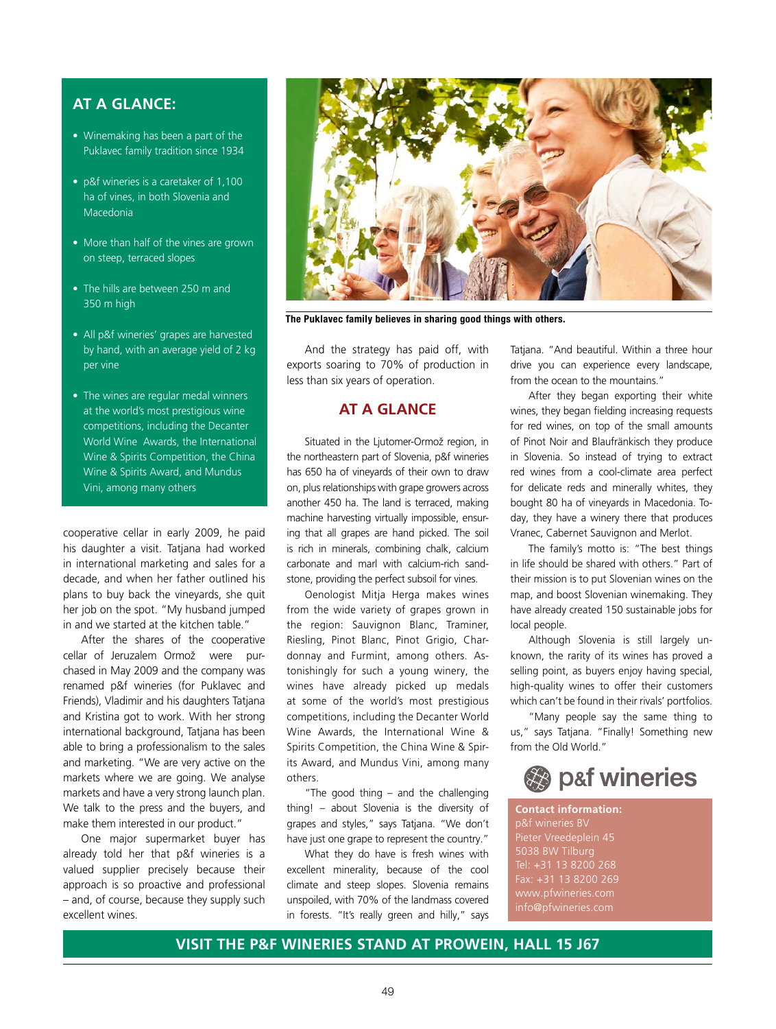## AT A GLANCE:

- Winemaking has been a part of the Puklavec family tradition since 1934
- p&f wineries is a caretaker of 1,100 ha of vines, in both Slovenia and Macedonia
- More than half of the vines are grown on steep, terraced slopes
- The hills are between 250 m and 350 m high
- All p&f wineries' grapes are harvested by hand, with an average yield of 2 kg per vine
- The wines are regular medal winners at the world's most prestigious wine competitions, including the Decanter World Wine Awards, the International Wine & Spirits Competition, the China Wine & Spirits Award, and Mundus Vini, among many others

cooperative cellar in early 2009, he paid his daughter a visit. Tatjana had worked in international marketing and sales for a decade, and when her father outlined his plans to buy back the vineyards, she quit her job on the spot. "My husband jumped in and we started at the kitchen table."

After the shares of the cooperative cellar of Jeruzalem Ormož were purchased in May 2009 and the company was renamed p&f wineries (for Puklavec and Friends), Vladimir and his daughters Tatjana and Kristina got to work. With her strong international background, Tatjana has been able to bring a professionalism to the sales and marketing. "We are very active on the markets where we are going. We analyse markets and have a very strong launch plan. We talk to the press and the buyers, and make them interested in our product."

One major supermarket buyer has already told her that p&f wineries is a valued supplier precisely because their approach is so proactive and professional – and, of course, because they supply such excellent wines.

The Puklavec family believes in sharing good things with others.

And the strategy has paid off, with exports soaring to 70% of production in less than six years of operation.

## AT A GLANCE

Situated in the Ljutomer-Ormož region, in the northeastern part of Slovenia, p&f wineries has 650 ha of vineyards of their own to draw on, plus relationships with grape growers across another 450 ha. The land is terraced, making machine harvesting virtually impossible, ensuring that all grapes are hand picked. The soil is rich in minerals, combining chalk, calcium carbonate and marl with calcium-rich sandstone, providing the perfect subsoil for vines.

Oenologist Mitja Herga makes wines from the wide variety of grapes grown in the region: Sauvignon Blanc, Traminer, Riesling, Pinot Blanc, Pinot Grigio, Chardonnay and Furmint, among others. Astonishingly for such a young winery, the wines have already picked up medals at some of the world's most prestigious competitions, including the Decanter World Wine Awards, the International Wine & Spirits Competition, the China Wine & Spirits Award, and Mundus Vini, among many others.

"The good thing – and the challenging thing! – about Slovenia is the diversity of grapes and styles," says Tatjana. "We don't have just one grape to represent the country."

What they do have is fresh wines with excellent minerality, because of the cool climate and steep slopes. Slovenia remains unspoiled, with 70% of the landmass covered in forests. "It's really green and hilly," says Tatjana. "And beautiful. Within a three hour drive you can experience every landscape, from the ocean to the mountains."

After they began exporting their white wines, they began fielding increasing requests for red wines, on top of the small amounts of Pinot Noir and Blaufränkisch they produce in Slovenia. So instead of trying to extract red wines from a cool-climate area perfect for delicate reds and minerally whites, they bought 80 ha of vineyards in Macedonia. Today, they have a winery there that produces Vranec, Cabernet Sauvignon and Merlot.

The family's motto is: "The best things in life should be shared with others." Part of their mission is to put Slovenian wines on the map, and boost Slovenian winemaking. They have already created 150 sustainable jobs for local people.

Although Slovenia is still largely unknown, the rarity of its wines has proved a selling point, as buyers enjoy having special, high-quality wines to offer their customers which can't be found in their rivals' portfolios.

"Many people say the same thing to us," says Tatjana. "Finally! Something new from the Old World."

p&f wineries

**Contact information:**
p&f wineries BV
Pieter Vreedeplein 45
5038 BW Tilburg
Tel: +31 13 8200 268
Fax: +31 13 8200 269
www.pfwineries.com
info@pfwineries.com

**VISIT THE P&F WINERIES STAND AT PROWEIN, HALL 15 J67**